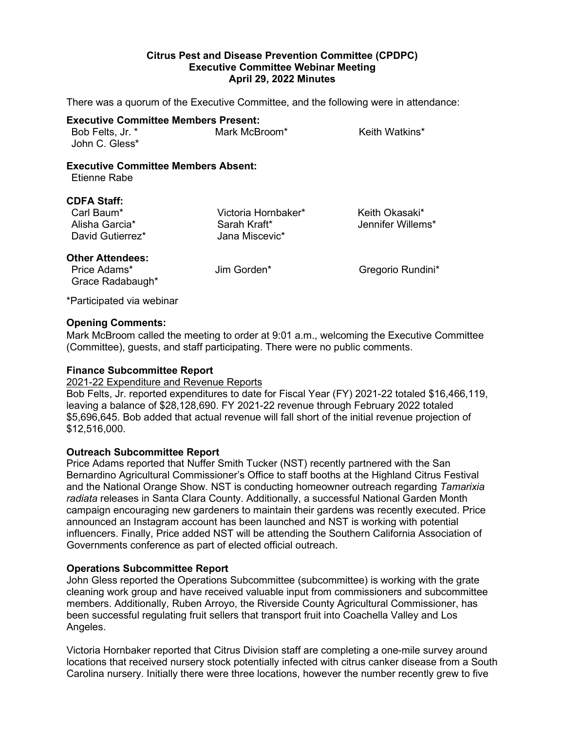**Citrus Pest and Disease Prevention Committee (CPDPC)**
**Executive Committee Webinar Meeting**
**April 29, 2022 Minutes**

There was a quorum of the Executive Committee, and the following were in attendance:

**Executive Committee Members Present:**

Bob Felts, Jr. *
Mark McBroom*
Keith Watkins*
John C. Gless*

**Executive Committee Members Absent:**

Etienne Rabe

**CDFA Staff:**

Carl Baum*
Victoria Hornbaker*
Keith Okasaki*
Alisha Garcia*
Sarah Kraft*
Jennifer Willems*
David Gutierrez*
Jana Miscevic*

**Other Attendees:**

Price Adams*
Jim Gorden*
Gregorio Rundini*
Grace Radabaugh*

*Participated via webinar

**Opening Comments:**

Mark McBroom called the meeting to order at 9:01 a.m., welcoming the Executive Committee (Committee), guests, and staff participating. There were no public comments.

**Finance Subcommittee Report**

2021-22 Expenditure and Revenue Reports

Bob Felts, Jr. reported expenditures to date for Fiscal Year (FY) 2021-22 totaled $16,466,119, leaving a balance of $28,128,690. FY 2021-22 revenue through February 2022 totaled $5,696,645. Bob added that actual revenue will fall short of the initial revenue projection of $12,516,000.

**Outreach Subcommittee Report**

Price Adams reported that Nuffer Smith Tucker (NST) recently partnered with the San Bernardino Agricultural Commissioner's Office to staff booths at the Highland Citrus Festival and the National Orange Show. NST is conducting homeowner outreach regarding *Tamarixia radiata* releases in Santa Clara County. Additionally, a successful National Garden Month campaign encouraging new gardeners to maintain their gardens was recently executed. Price announced an Instagram account has been launched and NST is working with potential influencers. Finally, Price added NST will be attending the Southern California Association of Governments conference as part of elected official outreach.

**Operations Subcommittee Report**

John Gless reported the Operations Subcommittee (subcommittee) is working with the grate cleaning work group and have received valuable input from commissioners and subcommittee members. Additionally, Ruben Arroyo, the Riverside County Agricultural Commissioner, has been successful regulating fruit sellers that transport fruit into Coachella Valley and Los Angeles.

Victoria Hornbaker reported that Citrus Division staff are completing a one-mile survey around locations that received nursery stock potentially infected with citrus canker disease from a South Carolina nursery. Initially there were three locations, however the number recently grew to five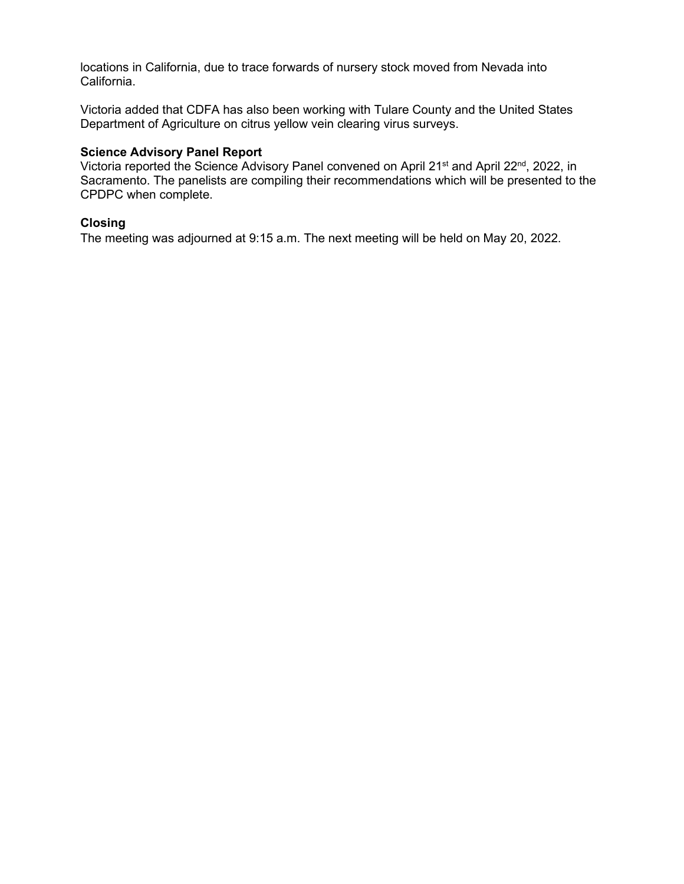locations in California, due to trace forwards of nursery stock moved from Nevada into California.

Victoria added that CDFA has also been working with Tulare County and the United States Department of Agriculture on citrus yellow vein clearing virus surveys.

**Science Advisory Panel Report**
Victoria reported the Science Advisory Panel convened on April 21st and April 22nd, 2022, in Sacramento. The panelists are compiling their recommendations which will be presented to the CPDPC when complete.

**Closing**
The meeting was adjourned at 9:15 a.m. The next meeting will be held on May 20, 2022.